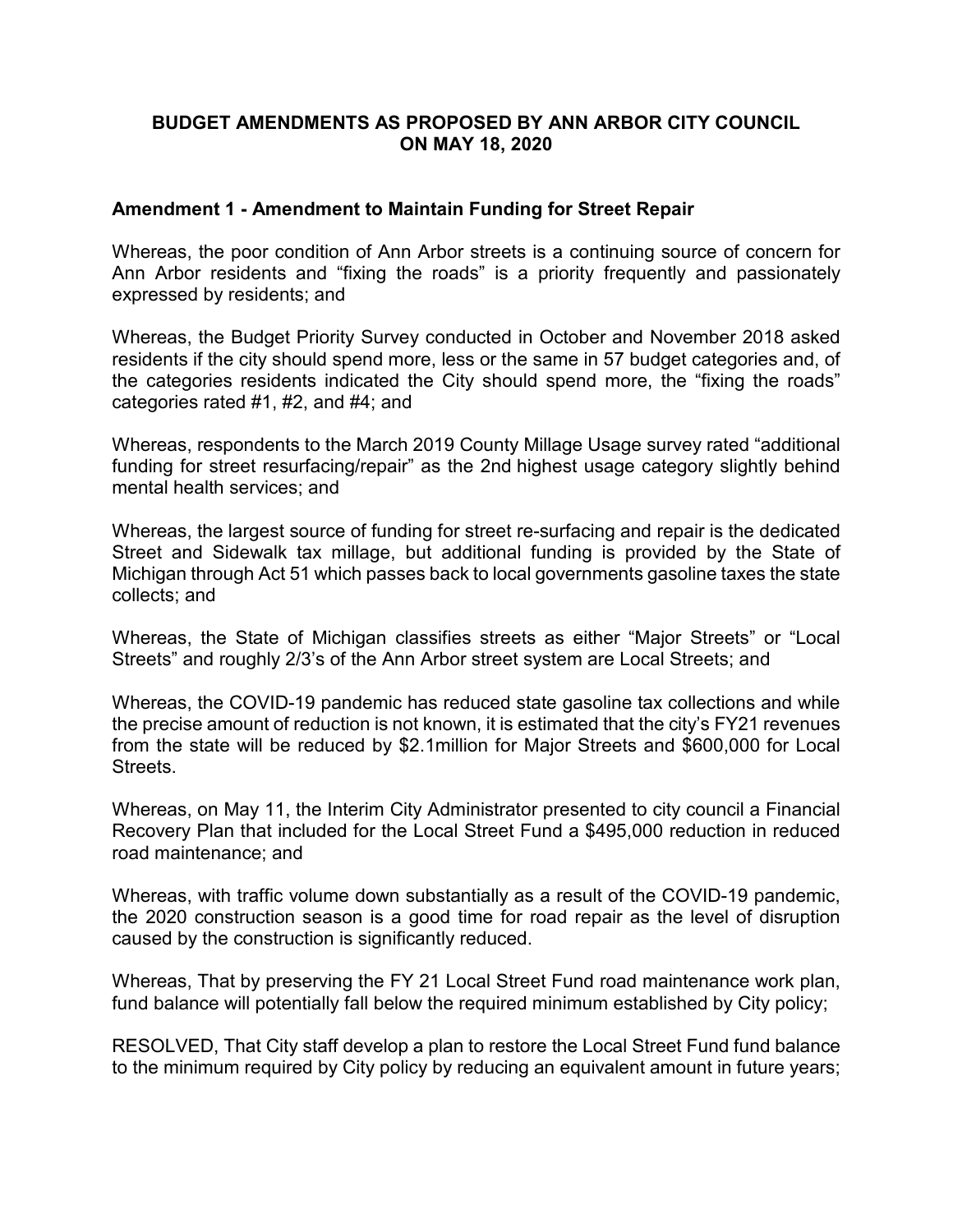## BUDGET AMENDMENTS AS PROPOSED BY ANN ARBOR CITY COUNCIL ON MAY 18, 2020

### Amendment 1 - Amendment to Maintain Funding for Street Repair

Whereas, the poor condition of Ann Arbor streets is a continuing source of concern for Ann Arbor residents and "fixing the roads" is a priority frequently and passionately expressed by residents; and

Whereas, the Budget Priority Survey conducted in October and November 2018 asked residents if the city should spend more, less or the same in 57 budget categories and, of the categories residents indicated the City should spend more, the "fixing the roads" categories rated #1, #2, and #4; and

Whereas, respondents to the March 2019 County Millage Usage survey rated "additional funding for street resurfacing/repair" as the 2nd highest usage category slightly behind mental health services; and

Whereas, the largest source of funding for street re-surfacing and repair is the dedicated Street and Sidewalk tax millage, but additional funding is provided by the State of Michigan through Act 51 which passes back to local governments gasoline taxes the state collects; and

Whereas, the State of Michigan classifies streets as either "Major Streets" or "Local Streets" and roughly 2/3's of the Ann Arbor street system are Local Streets; and

Whereas, the COVID-19 pandemic has reduced state gasoline tax collections and while the precise amount of reduction is not known, it is estimated that the city's FY21 revenues from the state will be reduced by $2.1million for Major Streets and $600,000 for Local Streets.

Whereas, on May 11, the Interim City Administrator presented to city council a Financial Recovery Plan that included for the Local Street Fund a $495,000 reduction in reduced road maintenance; and

Whereas, with traffic volume down substantially as a result of the COVID-19 pandemic, the 2020 construction season is a good time for road repair as the level of disruption caused by the construction is significantly reduced.

Whereas, That by preserving the FY 21 Local Street Fund road maintenance work plan, fund balance will potentially fall below the required minimum established by City policy;

RESOLVED, That City staff develop a plan to restore the Local Street Fund fund balance to the minimum required by City policy by reducing an equivalent amount in future years;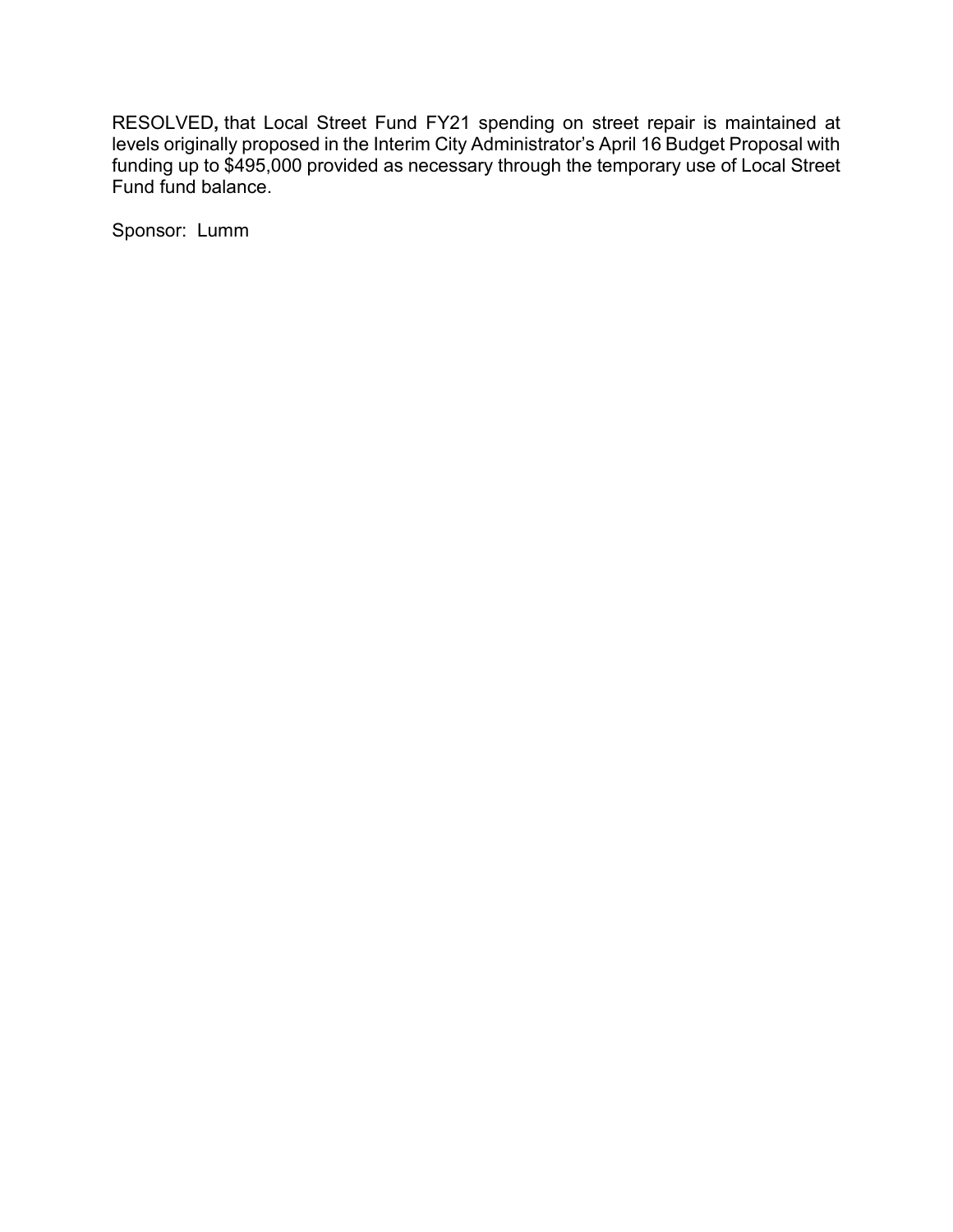RESOLVED**,** that Local Street Fund FY21 spending on street repair is maintained at levels originally proposed in the Interim City Administrator's April 16 Budget Proposal with funding up to $495,000 provided as necessary through the temporary use of Local Street Fund fund balance.

Sponsor: Lumm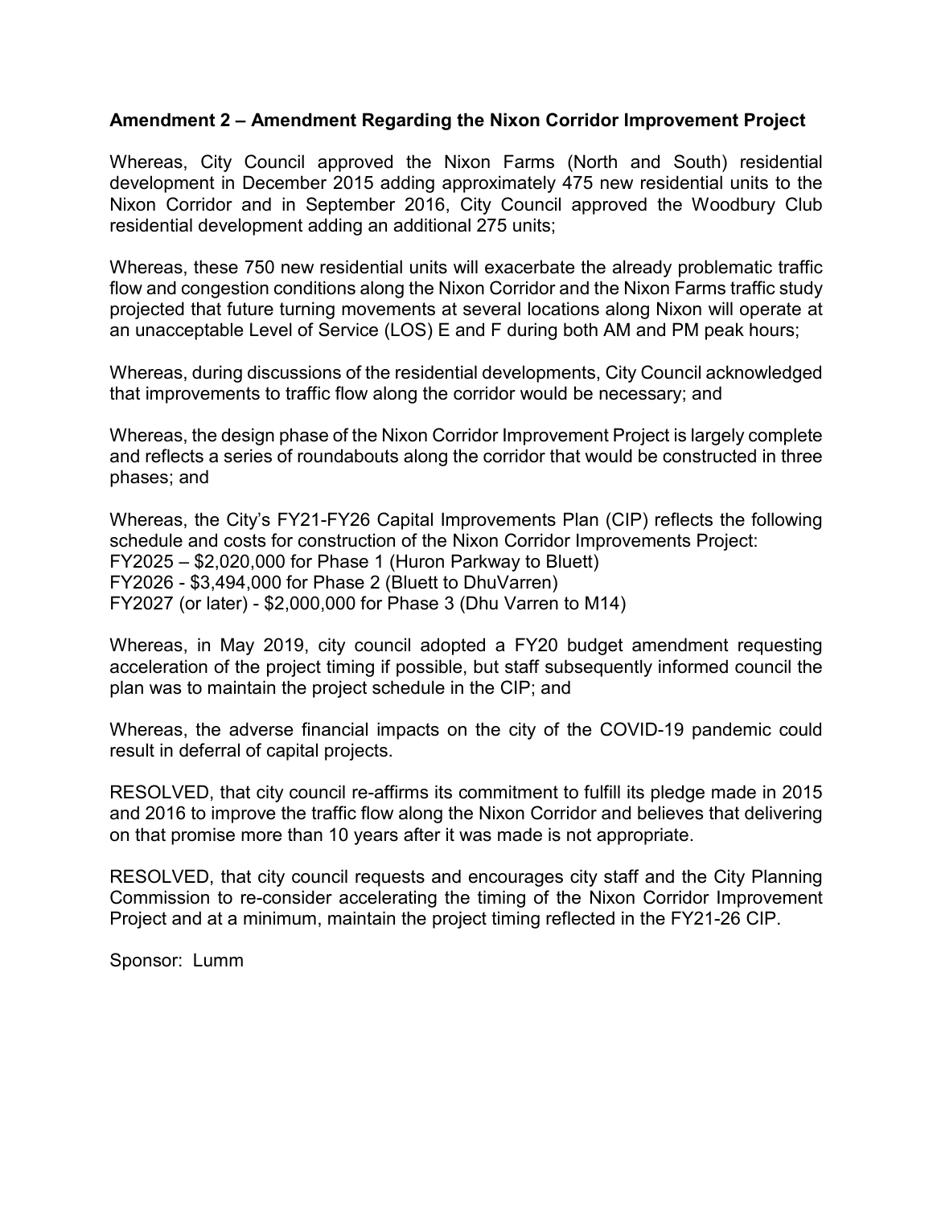**Amendment 2 – Amendment Regarding the Nixon Corridor Improvement Project**

Whereas, City Council approved the Nixon Farms (North and South) residential development in December 2015 adding approximately 475 new residential units to the Nixon Corridor and in September 2016, City Council approved the Woodbury Club residential development adding an additional 275 units;

Whereas, these 750 new residential units will exacerbate the already problematic traffic flow and congestion conditions along the Nixon Corridor and the Nixon Farms traffic study projected that future turning movements at several locations along Nixon will operate at an unacceptable Level of Service (LOS) E and F during both AM and PM peak hours;

Whereas, during discussions of the residential developments, City Council acknowledged that improvements to traffic flow along the corridor would be necessary; and

Whereas, the design phase of the Nixon Corridor Improvement Project is largely complete and reflects a series of roundabouts along the corridor that would be constructed in three phases; and

Whereas, the City's FY21-FY26 Capital Improvements Plan (CIP) reflects the following schedule and costs for construction of the Nixon Corridor Improvements Project:
FY2025 – $2,020,000 for Phase 1 (Huron Parkway to Bluett)
FY2026 - $3,494,000 for Phase 2 (Bluett to DhuVarren)
FY2027 (or later) - $2,000,000 for Phase 3 (Dhu Varren to M14)

Whereas, in May 2019, city council adopted a FY20 budget amendment requesting acceleration of the project timing if possible, but staff subsequently informed council the plan was to maintain the project schedule in the CIP; and

Whereas, the adverse financial impacts on the city of the COVID-19 pandemic could result in deferral of capital projects.

RESOLVED, that city council re-affirms its commitment to fulfill its pledge made in 2015 and 2016 to improve the traffic flow along the Nixon Corridor and believes that delivering on that promise more than 10 years after it was made is not appropriate.

RESOLVED, that city council requests and encourages city staff and the City Planning Commission to re-consider accelerating the timing of the Nixon Corridor Improvement Project and at a minimum, maintain the project timing reflected in the FY21-26 CIP.

Sponsor: Lumm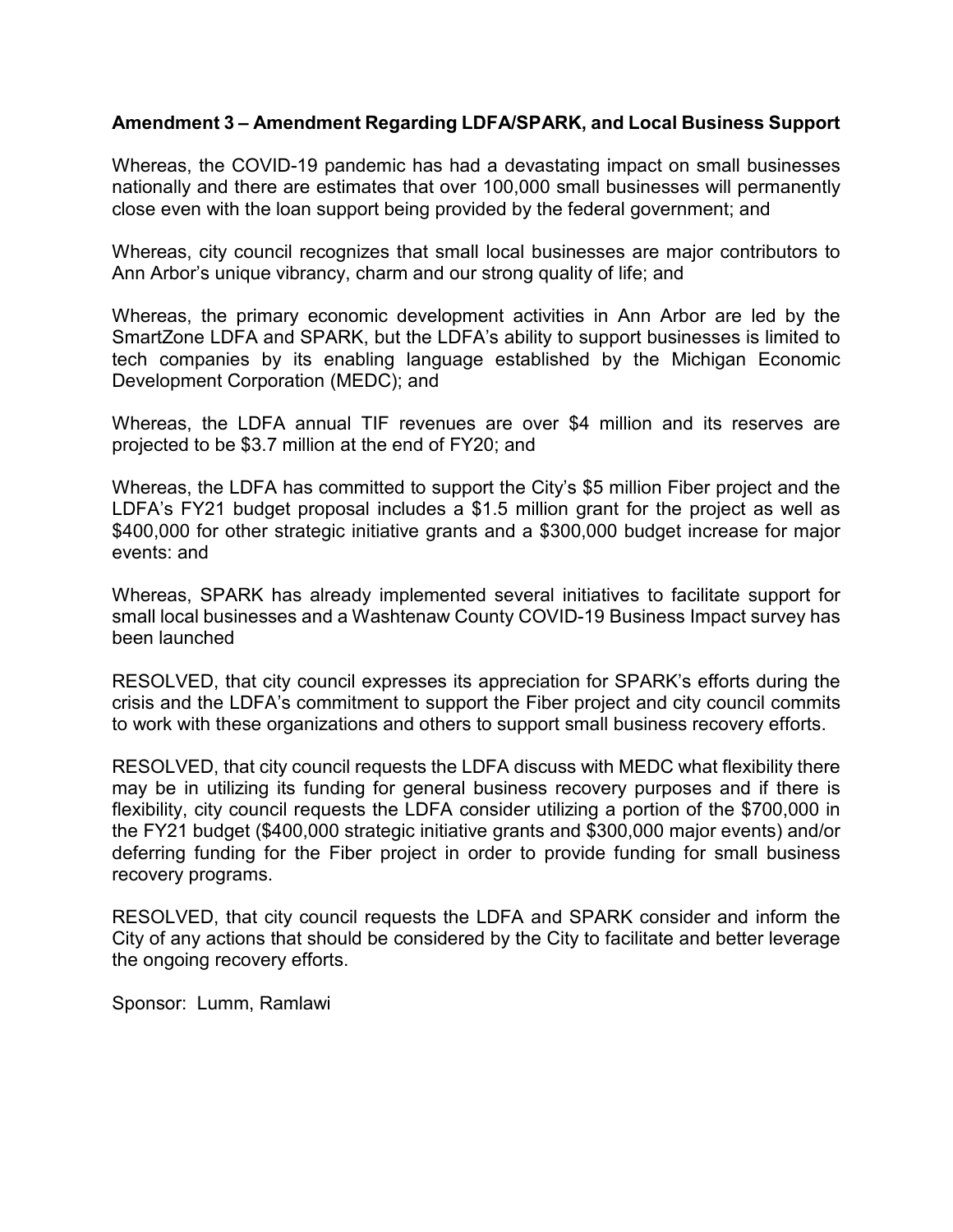**Amendment 3 – Amendment Regarding LDFA/SPARK, and Local Business Support**

Whereas, the COVID-19 pandemic has had a devastating impact on small businesses nationally and there are estimates that over 100,000 small businesses will permanently close even with the loan support being provided by the federal government; and

Whereas, city council recognizes that small local businesses are major contributors to Ann Arbor's unique vibrancy, charm and our strong quality of life; and

Whereas, the primary economic development activities in Ann Arbor are led by the SmartZone LDFA and SPARK, but the LDFA's ability to support businesses is limited to tech companies by its enabling language established by the Michigan Economic Development Corporation (MEDC); and

Whereas, the LDFA annual TIF revenues are over $4 million and its reserves are projected to be $3.7 million at the end of FY20; and

Whereas, the LDFA has committed to support the City's $5 million Fiber project and the LDFA's FY21 budget proposal includes a $1.5 million grant for the project as well as $400,000 for other strategic initiative grants and a $300,000 budget increase for major events: and

Whereas, SPARK has already implemented several initiatives to facilitate support for small local businesses and a Washtenaw County COVID-19 Business Impact survey has been launched

RESOLVED, that city council expresses its appreciation for SPARK's efforts during the crisis and the LDFA's commitment to support the Fiber project and city council commits to work with these organizations and others to support small business recovery efforts.

RESOLVED, that city council requests the LDFA discuss with MEDC what flexibility there may be in utilizing its funding for general business recovery purposes and if there is flexibility, city council requests the LDFA consider utilizing a portion of the $700,000 in the FY21 budget ($400,000 strategic initiative grants and $300,000 major events) and/or deferring funding for the Fiber project in order to provide funding for small business recovery programs.

RESOLVED, that city council requests the LDFA and SPARK consider and inform the City of any actions that should be considered by the City to facilitate and better leverage the ongoing recovery efforts.

Sponsor: Lumm, Ramlawi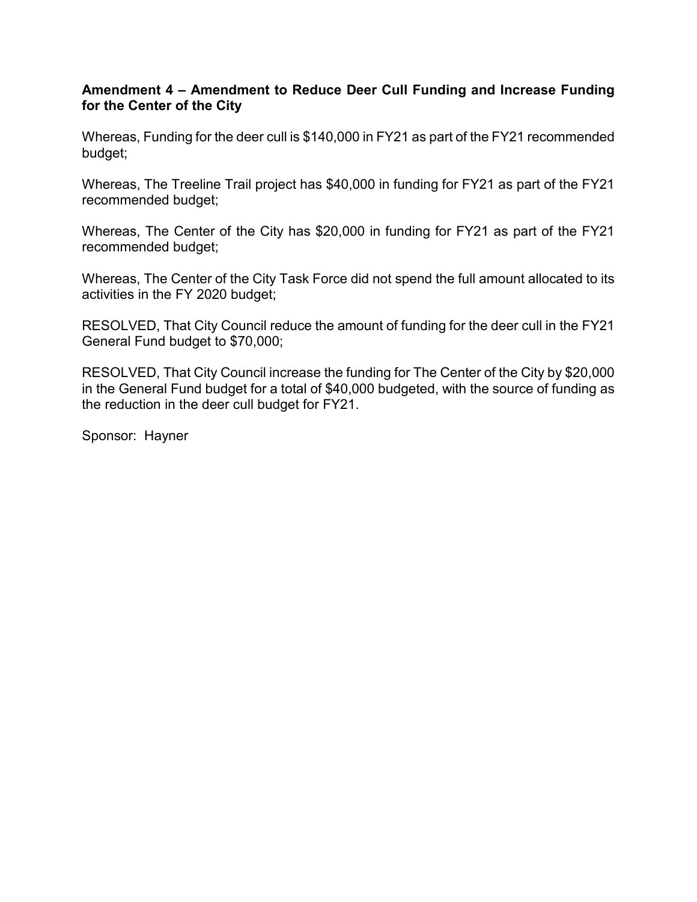**Amendment 4 – Amendment to Reduce Deer Cull Funding and Increase Funding for the Center of the City**

Whereas, Funding for the deer cull is $140,000 in FY21 as part of the FY21 recommended budget;

Whereas, The Treeline Trail project has $40,000 in funding for FY21 as part of the FY21 recommended budget;

Whereas, The Center of the City has $20,000 in funding for FY21 as part of the FY21 recommended budget;

Whereas, The Center of the City Task Force did not spend the full amount allocated to its activities in the FY 2020 budget;

RESOLVED, That City Council reduce the amount of funding for the deer cull in the FY21 General Fund budget to $70,000;

RESOLVED, That City Council increase the funding for The Center of the City by $20,000 in the General Fund budget for a total of $40,000 budgeted, with the source of funding as the reduction in the deer cull budget for FY21.

Sponsor: Hayner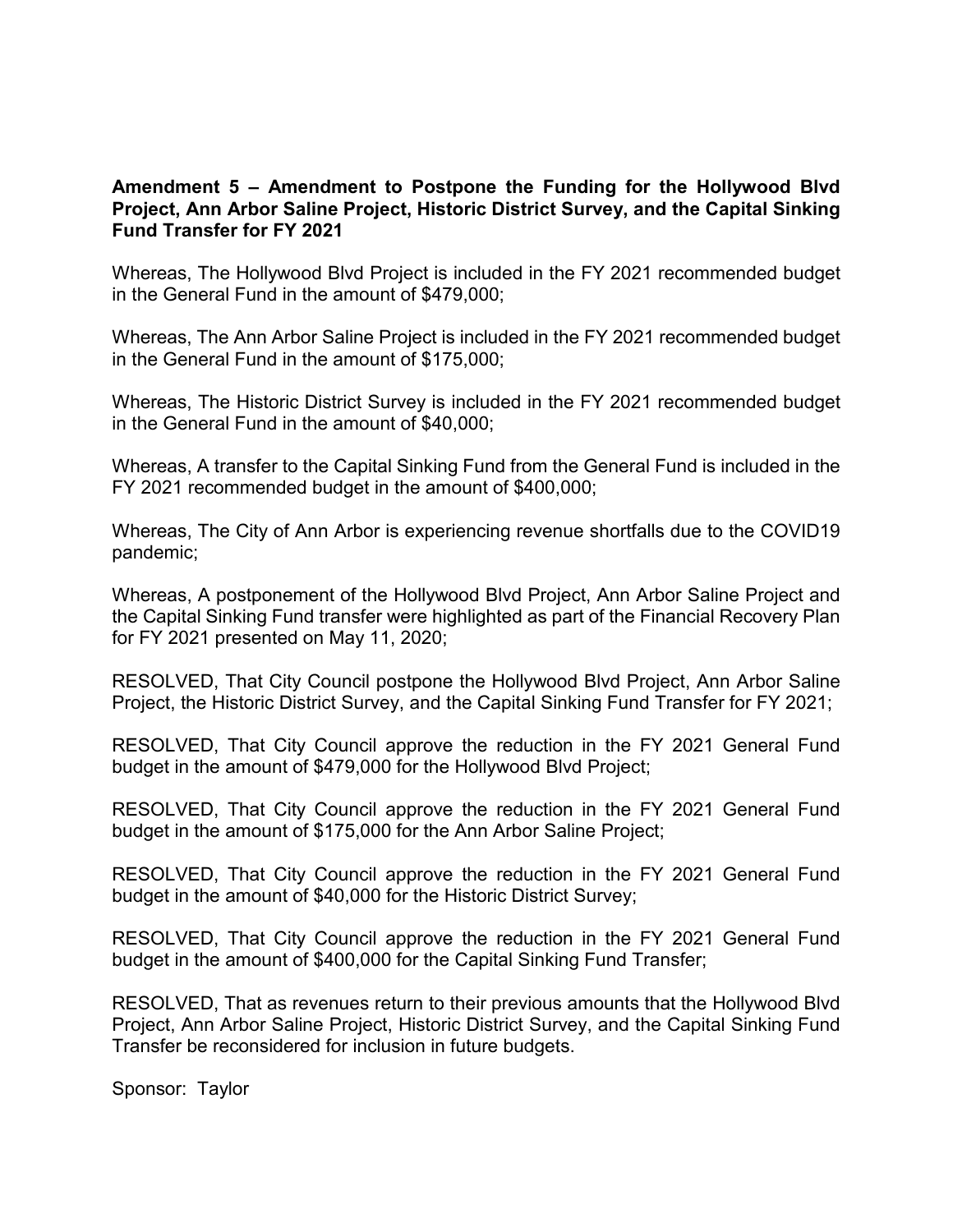**Amendment 5 – Amendment to Postpone the Funding for the Hollywood Blvd Project, Ann Arbor Saline Project, Historic District Survey, and the Capital Sinking Fund Transfer for FY 2021**

Whereas, The Hollywood Blvd Project is included in the FY 2021 recommended budget in the General Fund in the amount of $479,000;

Whereas, The Ann Arbor Saline Project is included in the FY 2021 recommended budget in the General Fund in the amount of $175,000;

Whereas, The Historic District Survey is included in the FY 2021 recommended budget in the General Fund in the amount of $40,000;

Whereas, A transfer to the Capital Sinking Fund from the General Fund is included in the FY 2021 recommended budget in the amount of $400,000;

Whereas, The City of Ann Arbor is experiencing revenue shortfalls due to the COVID19 pandemic;

Whereas, A postponement of the Hollywood Blvd Project, Ann Arbor Saline Project and the Capital Sinking Fund transfer were highlighted as part of the Financial Recovery Plan for FY 2021 presented on May 11, 2020;

RESOLVED, That City Council postpone the Hollywood Blvd Project, Ann Arbor Saline Project, the Historic District Survey, and the Capital Sinking Fund Transfer for FY 2021;

RESOLVED, That City Council approve the reduction in the FY 2021 General Fund budget in the amount of $479,000 for the Hollywood Blvd Project;

RESOLVED, That City Council approve the reduction in the FY 2021 General Fund budget in the amount of $175,000 for the Ann Arbor Saline Project;

RESOLVED, That City Council approve the reduction in the FY 2021 General Fund budget in the amount of $40,000 for the Historic District Survey;

RESOLVED, That City Council approve the reduction in the FY 2021 General Fund budget in the amount of $400,000 for the Capital Sinking Fund Transfer;

RESOLVED, That as revenues return to their previous amounts that the Hollywood Blvd Project, Ann Arbor Saline Project, Historic District Survey, and the Capital Sinking Fund Transfer be reconsidered for inclusion in future budgets.

Sponsor: Taylor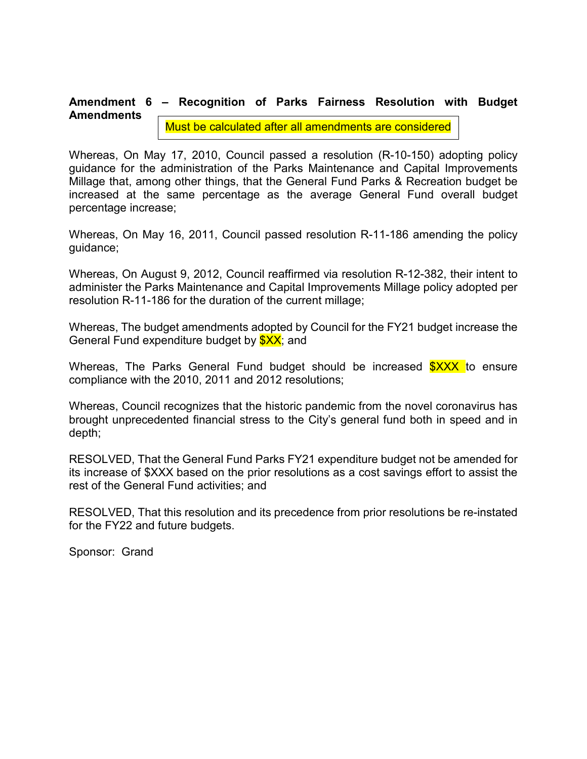**Amendment 6 – Recognition of Parks Fairness Resolution with Budget Amendments**

Must be calculated after all amendments are considered

Whereas, On May 17, 2010, Council passed a resolution (R-10-150) adopting policy guidance for the administration of the Parks Maintenance and Capital Improvements Millage that, among other things, that the General Fund Parks & Recreation budget be increased at the same percentage as the average General Fund overall budget percentage increase;

Whereas, On May 16, 2011, Council passed resolution R-11-186 amending the policy guidance;

Whereas, On August 9, 2012, Council reaffirmed via resolution R-12-382, their intent to administer the Parks Maintenance and Capital Improvements Millage policy adopted per resolution R-11-186 for the duration of the current millage;

Whereas, The budget amendments adopted by Council for the FY21 budget increase the General Fund expenditure budget by $XX; and

Whereas, The Parks General Fund budget should be increased $XXX to ensure compliance with the 2010, 2011 and 2012 resolutions;

Whereas, Council recognizes that the historic pandemic from the novel coronavirus has brought unprecedented financial stress to the City's general fund both in speed and in depth;

RESOLVED, That the General Fund Parks FY21 expenditure budget not be amended for its increase of $XXX based on the prior resolutions as a cost savings effort to assist the rest of the General Fund activities; and

RESOLVED, That this resolution and its precedence from prior resolutions be re-instated for the FY22 and future budgets.

Sponsor: Grand